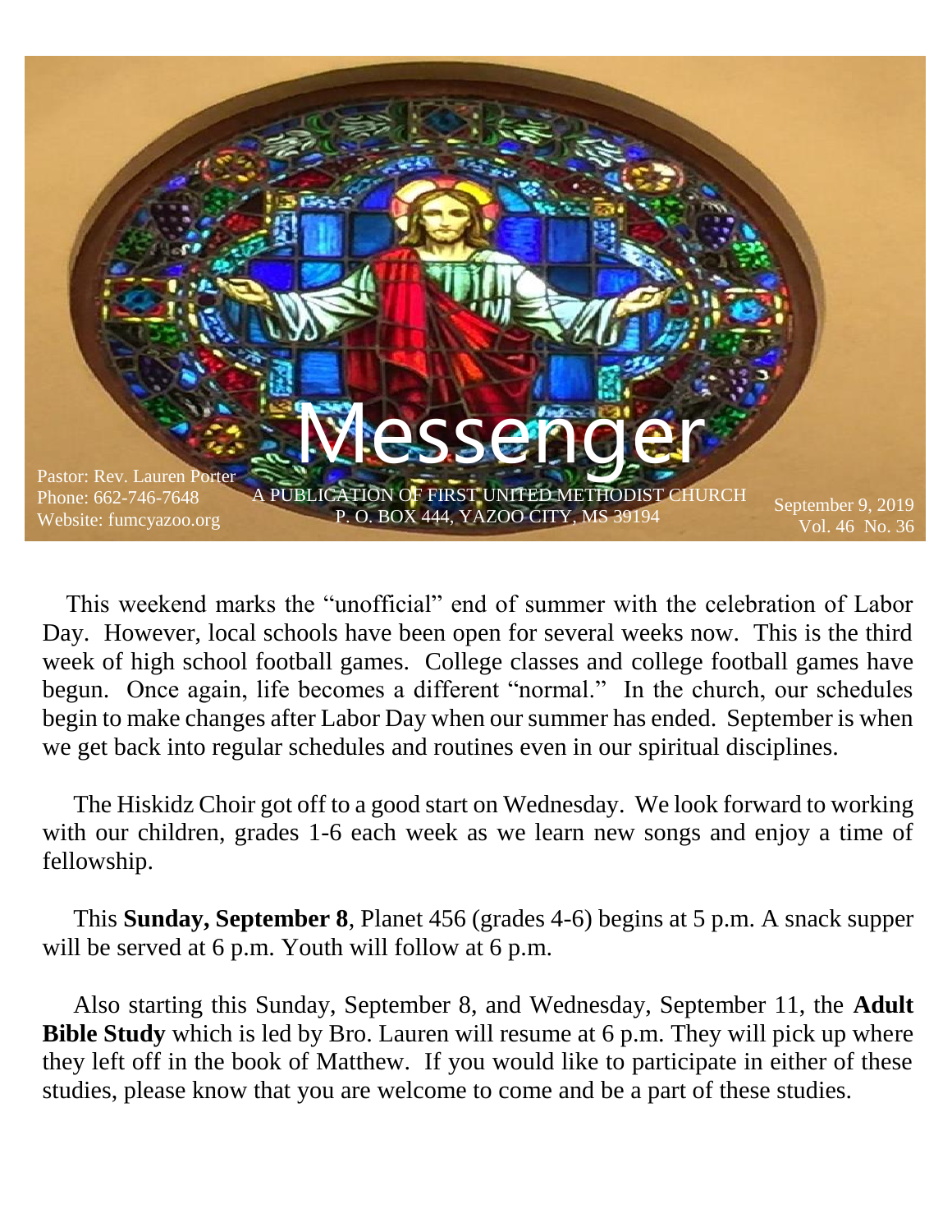# Messenger

A PUBLICATION OF FIRST UNITED METHODIST CHURCH
P. O. BOX 444, YAZOO CITY, MS 39194

Pastor: Rev. Lauren Porter
Phone: 662-746-7648
Website: fumcyazoo.org

September 9, 2019
Vol. 46 No. 36

This weekend marks the "unofficial" end of summer with the celebration of Labor Day. However, local schools have been open for several weeks now. This is the third week of high school football games. College classes and college football games have begun. Once again, life becomes a different "normal." In the church, our schedules begin to make changes after Labor Day when our summer has ended. September is when we get back into regular schedules and routines even in our spiritual disciplines.

The Hiskidz Choir got off to a good start on Wednesday. We look forward to working with our children, grades 1-6 each week as we learn new songs and enjoy a time of fellowship.

This **Sunday, September 8**, Planet 456 (grades 4-6) begins at 5 p.m. A snack supper will be served at 6 p.m. Youth will follow at 6 p.m.

Also starting this Sunday, September 8, and Wednesday, September 11, the **Adult Bible Study** which is led by Bro. Lauren will resume at 6 p.m. They will pick up where they left off in the book of Matthew. If you would like to participate in either of these studies, please know that you are welcome to come and be a part of these studies.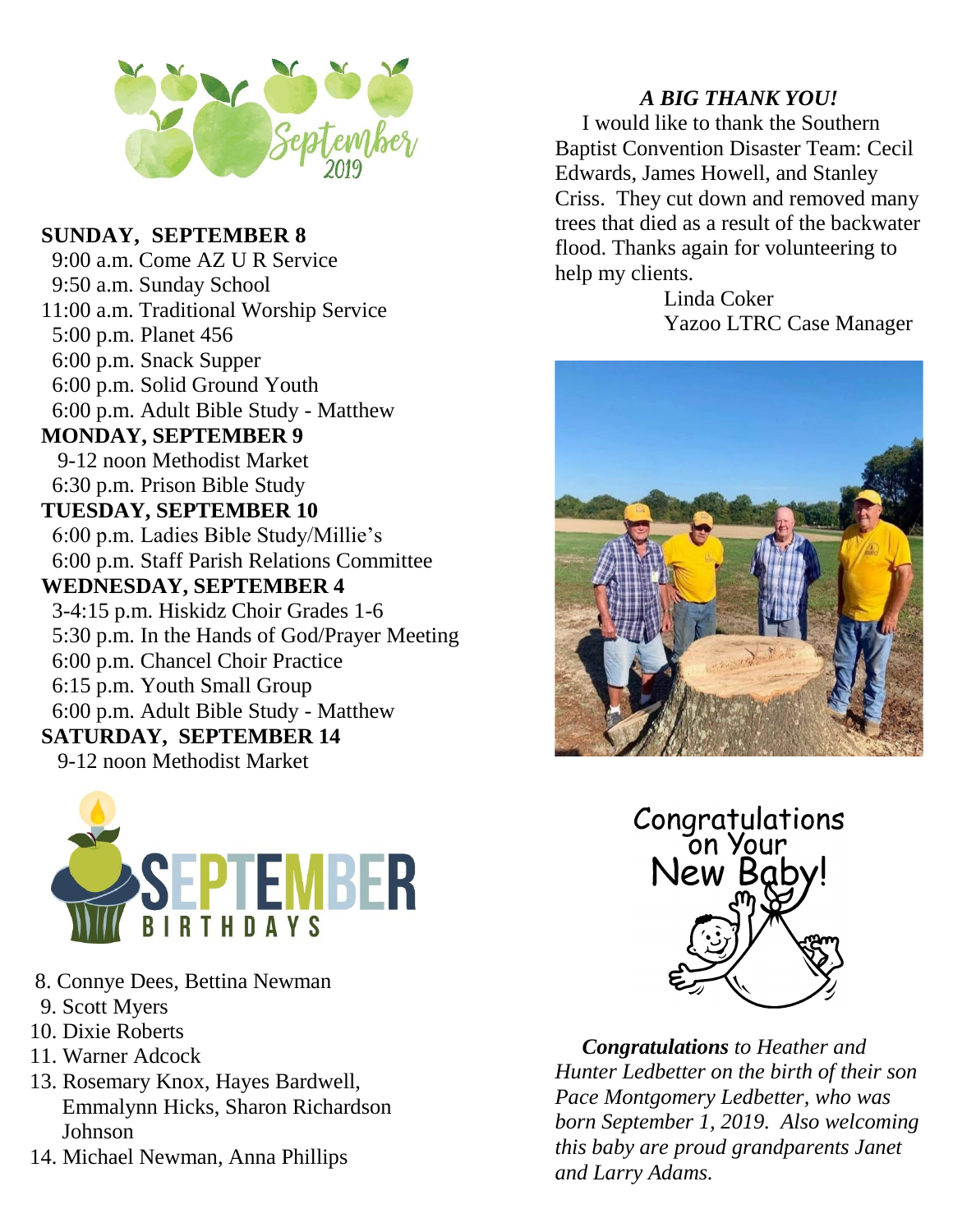September 2019

**SUNDAY, SEPTEMBER 8**

9:00 a.m. Come AZ U R Service
9:50 a.m. Sunday School
11:00 a.m. Traditional Worship Service
5:00 p.m. Planet 456
6:00 p.m. Snack Supper
6:00 p.m. Solid Ground Youth
6:00 p.m. Adult Bible Study - Matthew

**MONDAY, SEPTEMBER 9**

9-12 noon Methodist Market
6:30 p.m. Prison Bible Study

**TUESDAY, SEPTEMBER 10**

6:00 p.m. Ladies Bible Study/Millie's
6:00 p.m. Staff Parish Relations Committee

**WEDNESDAY, SEPTEMBER 4**

3-4:15 p.m. Hiskidz Choir Grades 1-6
5:30 p.m. In the Hands of God/Prayer Meeting
6:00 p.m. Chancel Choir Practice
6:15 p.m. Youth Small Group
6:00 p.m. Adult Bible Study - Matthew

**SATURDAY, SEPTEMBER 14**

9-12 noon Methodist Market

## SEPTEMBER BIRTHDAYS

8. Connye Dees, Bettina Newman
9. Scott Myers
10. Dixie Roberts
11. Warner Adcock
13. Rosemary Knox, Hayes Bardwell, Emmalynn Hicks, Sharon Richardson Johnson
14. Michael Newman, Anna Phillips

***A BIG THANK YOU!***

I would like to thank the Southern Baptist Convention Disaster Team: Cecil Edwards, James Howell, and Stanley Criss. They cut down and removed many trees that died as a result of the backwater flood. Thanks again for volunteering to help my clients.

Linda Coker
Yazoo LTRC Case Manager

Congratulations on Your New Baby!

***Congratulations** to Heather and Hunter Ledbetter on the birth of their son Pace Montgomery Ledbetter, who was born September 1, 2019. Also welcoming this baby are proud grandparents Janet and Larry Adams.*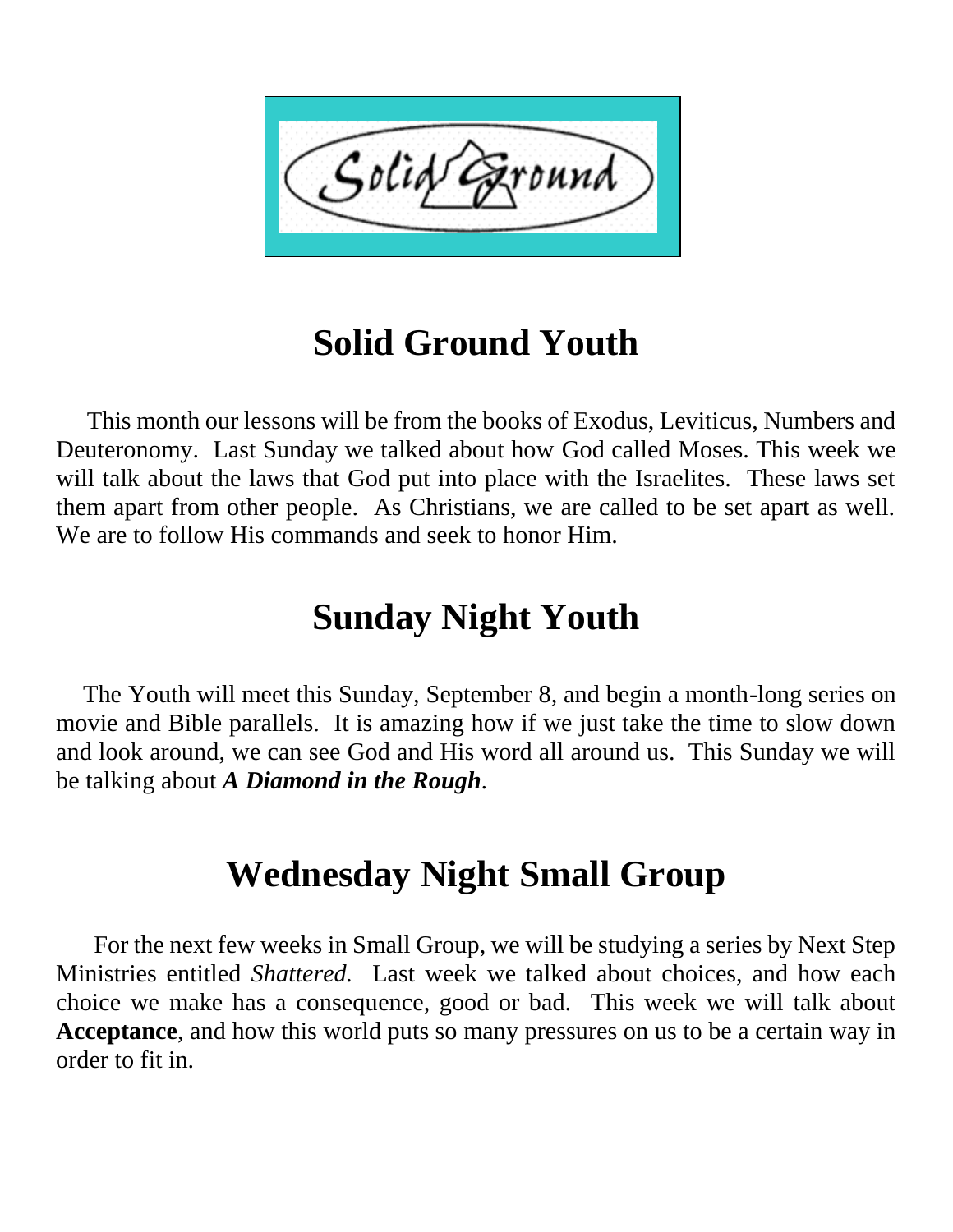## Solid Ground Youth

This month our lessons will be from the books of Exodus, Leviticus, Numbers and Deuteronomy. Last Sunday we talked about how God called Moses. This week we will talk about the laws that God put into place with the Israelites. These laws set them apart from other people. As Christians, we are called to be set apart as well. We are to follow His commands and seek to honor Him.

## Sunday Night Youth

The Youth will meet this Sunday, September 8, and begin a month-long series on movie and Bible parallels. It is amazing how if we just take the time to slow down and look around, we can see God and His word all around us. This Sunday we will be talking about ***A Diamond in the Rough***.

## Wednesday Night Small Group

For the next few weeks in Small Group, we will be studying a series by Next Step Ministries entitled *Shattered.* Last week we talked about choices, and how each choice we make has a consequence, good or bad. This week we will talk about **Acceptance**, and how this world puts so many pressures on us to be a certain way in order to fit in.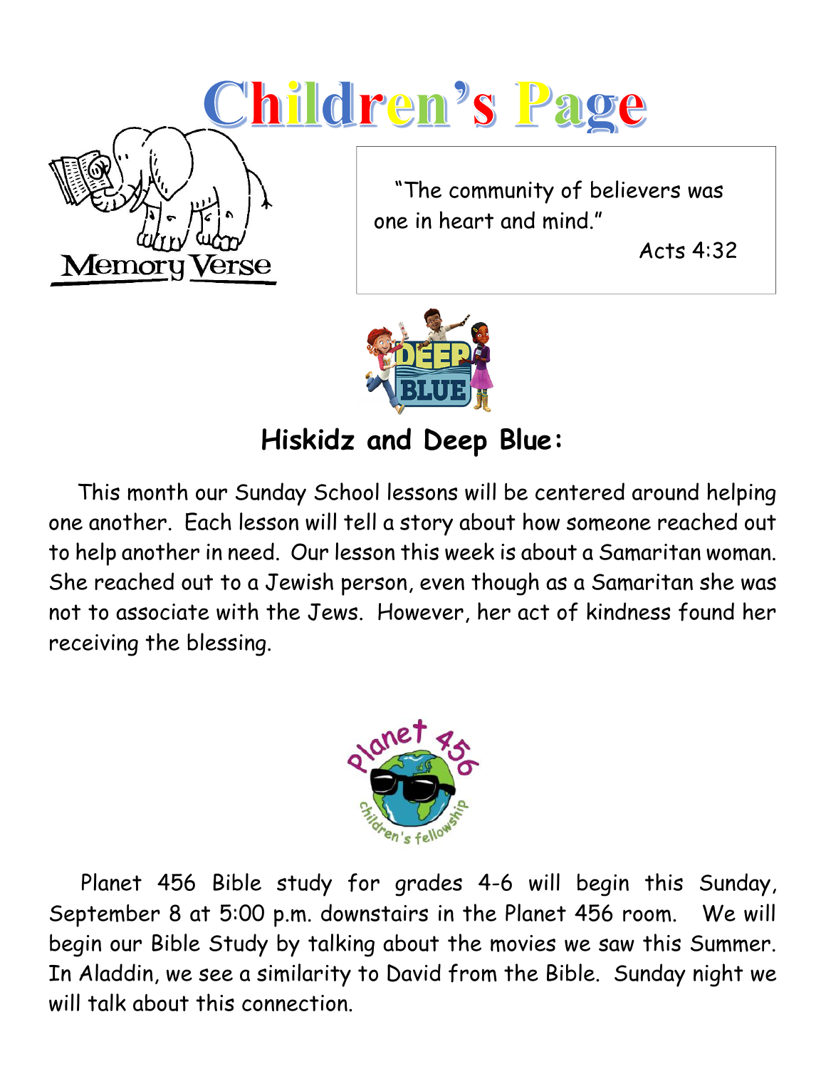# Children's Page

Memory Verse

"The community of believers was one in heart and mind."

Acts 4:32

## Hiskidz and Deep Blue:

This month our Sunday School lessons will be centered around helping one another. Each lesson will tell a story about how someone reached out to help another in need. Our lesson this week is about a Samaritan woman. She reached out to a Jewish person, even though as a Samaritan she was not to associate with the Jews. However, her act of kindness found her receiving the blessing.

Planet 456 Bible study for grades 4-6 will begin this Sunday, September 8 at 5:00 p.m. downstairs in the Planet 456 room. We will begin our Bible Study by talking about the movies we saw this Summer. In Aladdin, we see a similarity to David from the Bible. Sunday night we will talk about this connection.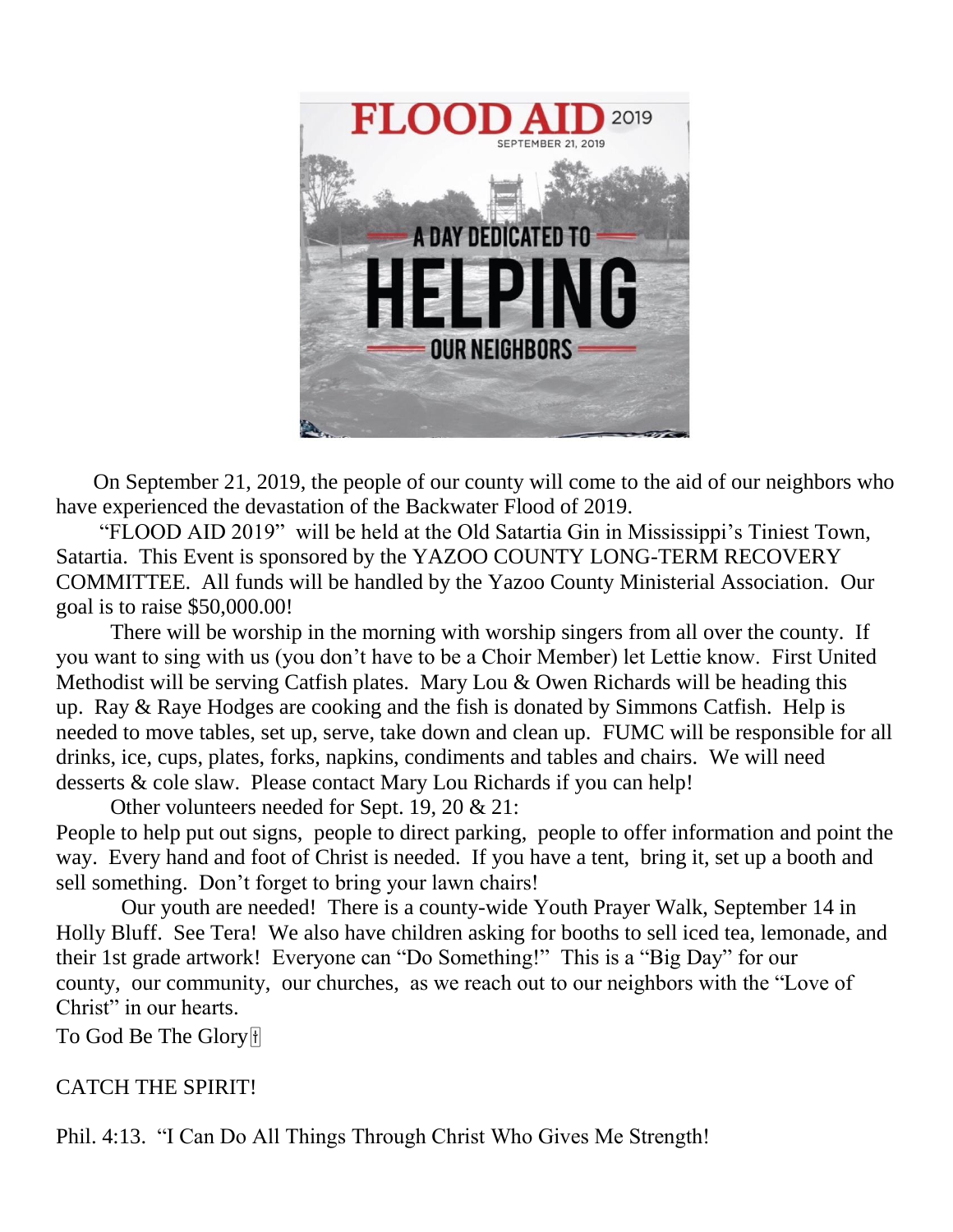FLOOD AID 2019

SEPTEMBER 21, 2019

A DAY DEDICATED TO

# HELPING

OUR NEIGHBORS

On September 21, 2019, the people of our county will come to the aid of our neighbors who have experienced the devastation of the Backwater Flood of 2019.

"FLOOD AID 2019" will be held at the Old Satartia Gin in Mississippi's Tiniest Town, Satartia. This Event is sponsored by the YAZOO COUNTY LONG-TERM RECOVERY COMMITTEE. All funds will be handled by the Yazoo County Ministerial Association. Our goal is to raise $50,000.00!

There will be worship in the morning with worship singers from all over the county. If you want to sing with us (you don't have to be a Choir Member) let Lettie know. First United Methodist will be serving Catfish plates. Mary Lou & Owen Richards will be heading this up. Ray & Raye Hodges are cooking and the fish is donated by Simmons Catfish. Help is needed to move tables, set up, serve, take down and clean up. FUMC will be responsible for all drinks, ice, cups, plates, forks, napkins, condiments and tables and chairs. We will need desserts & cole slaw. Please contact Mary Lou Richards if you can help!

Other volunteers needed for Sept. 19, 20 & 21:

People to help put out signs, people to direct parking, people to offer information and point the way. Every hand and foot of Christ is needed. If you have a tent, bring it, set up a booth and sell something. Don't forget to bring your lawn chairs!

Our youth are needed! There is a county-wide Youth Prayer Walk, September 14 in Holly Bluff. See Tera! We also have children asking for booths to sell iced tea, lemonade, and their 1st grade artwork! Everyone can "Do Something!" This is a "Big Day" for our county, our community, our churches, as we reach out to our neighbors with the "Love of Christ" in our hearts.

To God Be The Glory †

CATCH THE SPIRIT!

Phil. 4:13. "I Can Do All Things Through Christ Who Gives Me Strength!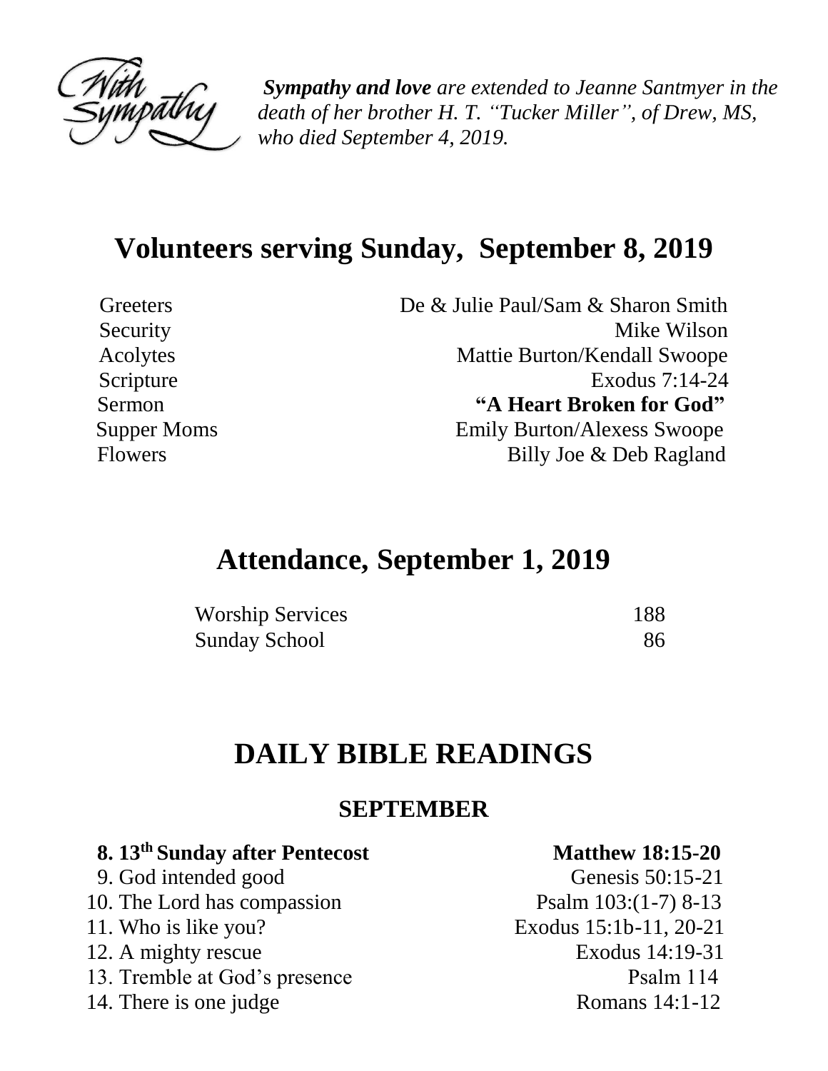With Sympathy

***Sympathy and love** are extended to Jeanne Santmyer in the death of her brother H. T. "Tucker Miller", of Drew, MS, who died September 4, 2019.*

## Volunteers serving Sunday, September 8, 2019

| | |
|---|---|
| Greeters | De & Julie Paul/Sam & Sharon Smith |
| Security | Mike Wilson |
| Acolytes | Mattie Burton/Kendall Swoope |
| Scripture | Exodus 7:14-24 |
| Sermon | **"A Heart Broken for God"** |
| Supper Moms | Emily Burton/Alexess Swoope |
| Flowers | Billy Joe & Deb Ragland |

## Attendance, September 1, 2019

| | |
|---|---|
| Worship Services | 188 |
| Sunday School | 86 |

# DAILY BIBLE READINGS

### SEPTEMBER

| | |
|---|---|
| **8. 13th Sunday after Pentecost** | **Matthew 18:15-20** |
| 9. God intended good | Genesis 50:15-21 |
| 10. The Lord has compassion | Psalm 103:(1-7) 8-13 |
| 11. Who is like you? | Exodus 15:1b-11, 20-21 |
| 12. A mighty rescue | Exodus 14:19-31 |
| 13. Tremble at God's presence | Psalm 114 |
| 14. There is one judge | Romans 14:1-12 |